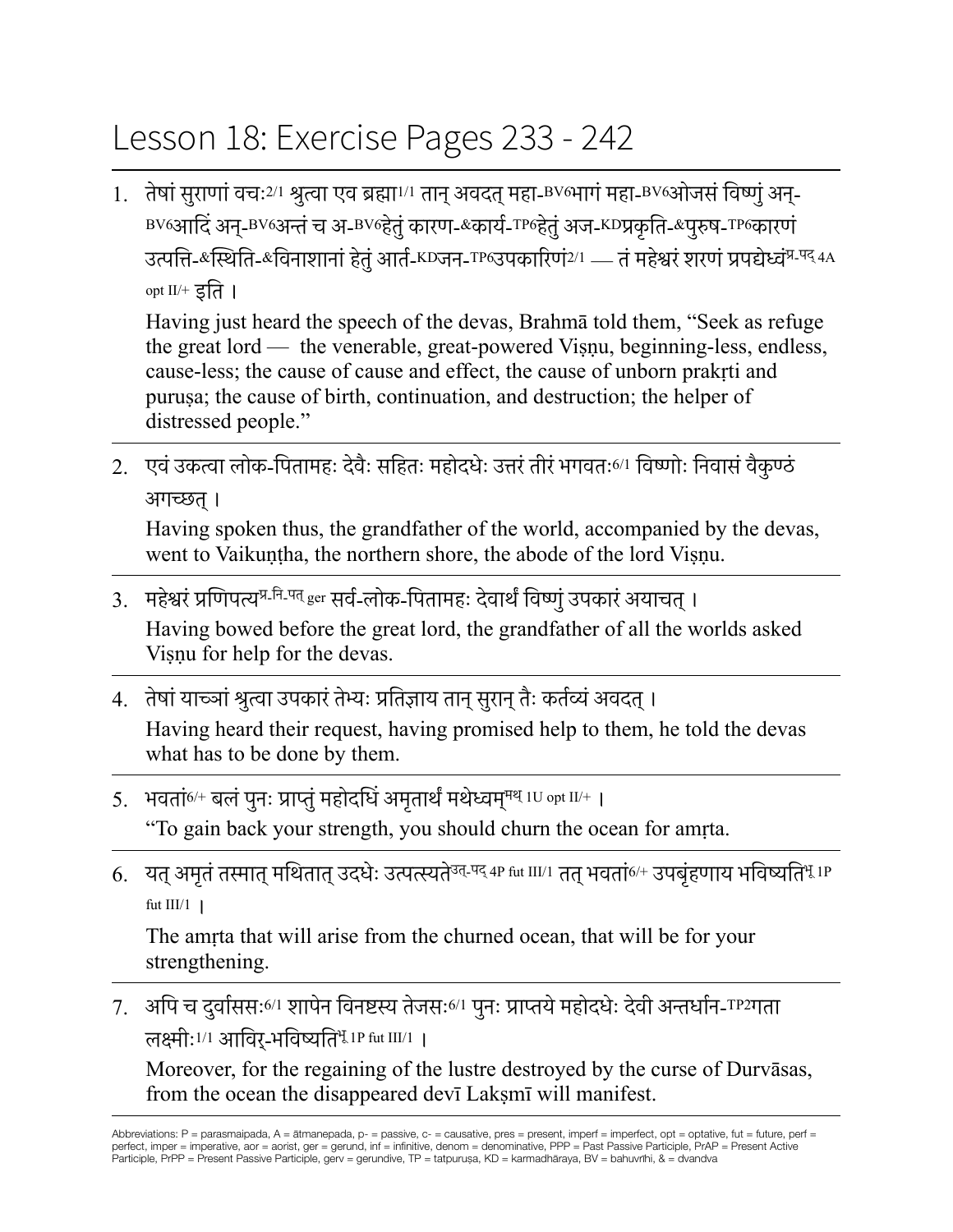# Lesson 18: Exercise Pages 233 - 242

1. तेषां सुराणां वचः[2/1] श्रुत्वा एव ब्रह्मा[1/1] तान् अवदत् महा-[BV6]भागं महा-[BV6]ओजसं विष्णुं अन्-[BV6]आदिं अन्-[BV6]अन्तं च अ-[BV6]हेतुं कारण-&कार्य-[TP6]हेतुं अज-[KD]प्रकृति-&पुरुष-[TP6]कारणं उत्पत्ति-&स्थिति-&विनाशानां हेतुं आर्त-[KD]जन-[TP6]उपकारिणं[2/1] — तं महेश्वरं शरणं प्रपद्येध्वं[प्र-पद् 4A opt II/+] इति ।

   Having just heard the speech of the devas, Brahmā told them, "Seek as refuge the great lord — the venerable, great-powered Viṣṇu, beginning-less, endless, cause-less; the cause of cause and effect, the cause of unborn prakṛti and puruṣa; the cause of birth, continuation, and destruction; the helper of distressed people."

2. एवं उक्त्वा लोक-पितामहः देवैः सहितः महोदधेः उत्तरं तीरं भगवतः[6/1] विष्णोः निवासं वैकुण्ठं अगच्छत् ।

   Having spoken thus, the grandfather of the world, accompanied by the devas, went to Vaikuṇṭha, the northern shore, the abode of the lord Viṣṇu.

3. महेश्वरं प्रणिपत्य[प्र-नि-पत् ger] सर्व-लोक-पितामहः देवार्थं विष्णुं उपकारं अयाचत् ।

   Having bowed before the great lord, the grandfather of all the worlds asked Viṣṇu for help for the devas.

4. तेषां याच्ञां श्रुत्वा उपकारं तेभ्यः प्रतिज्ञाय तान् सुरान् तैः कर्तव्यं अवदत् ।

   Having heard their request, having promised help to them, he told the devas what has to be done by them.

5. भवतां[6/+] बलं पुनः प्राप्तुं महोदधिं अमृतार्थं मथेध्वम्[मथ् 1U opt II/+] ।

   "To gain back your strength, you should churn the ocean for amṛta.

6. यत् अमृतं तस्मात् मथितात् उदधेः उत्पत्स्यते[उत्-पद् 4P fut III/1] तत् भवतां[6/+] उपबृंहणाय भविष्यति[भू 1P fut III/1] ।

   The amṛta that will arise from the churned ocean, that will be for your strengthening.

7. अपि च दुर्वाससः[6/1] शापेन विनष्टस्य तेजसः[6/1] पुनः प्राप्तये महोदधेः देवी अन्तर्धान-[TP2]गता लक्ष्मीः[1/1] आविर्-भविष्यति[भू 1P fut III/1] ।

   Moreover, for the regaining of the lustre destroyed by the curse of Durvāsas, from the ocean the disappeared devī Lakṣmī will manifest.

Abbreviations: P = parasmaipada, A = ātmanepada, p- = passive, c- = causative, pres = present, imperf = imperfect, opt = optative, fut = future, perf = perfect, imper = imperative, aor = aorist, ger = gerund, inf = infinitive, denom = denominative, PPP = Past Passive Participle, PrAP = Present Active Participle, PrPP = Present Passive Participle, gerv = gerundive, TP = tatpuruṣa, KD = karmadhāraya, BV = bahuvrīhi, & = dvandva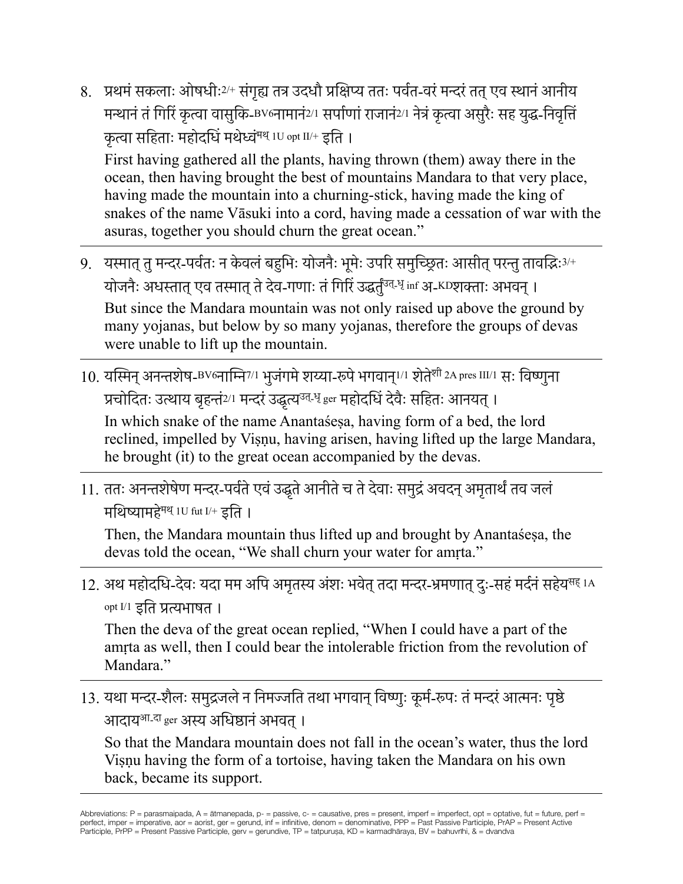8. प्रथमं सकलाः ओषधीः[2/+] संगृह्य तत्र उदधौ प्रक्षिप्य ततः पर्वत-वरं मन्दरं तत् एव स्थानं आनीय मन्थानं तं गिरिं कृत्वा वासुकि-[BV6]नामानं[2/1] सर्पाणां राजानं[2/1] नेत्रं कृत्वा असुरैः सह युद्ध-निवृत्तिं कृत्वा सहिताः महोदधिं मथेध्वं[मथ् 1U opt II/+] इति ।

   First having gathered all the plants, having thrown (them) away there in the ocean, then having brought the best of mountains Mandara to that very place, having made the mountain into a churning-stick, having made the king of snakes of the name Vāsuki into a cord, having made a cessation of war with the asuras, together you should churn the great ocean."

---

9. यस्मात् तु मन्दर-पर्वतः न केवलं बहुभिः योजनैः भूमेः उपरि समुच्छ्रितः आसीत् परन्तु तावद्भिः[3/+] योजनैः अधस्तात् एव तस्मात् ते देव-गणाः तं गिरिं उद्धर्तुं[उत्-धृ inf] अ-[KD]शक्ताः अभवन् ।

   But since the Mandara mountain was not only raised up above the ground by many yojanas, but below by so many yojanas, therefore the groups of devas were unable to lift up the mountain.

---

10. यस्मिन् अनन्तशेष-[BV6]नाम्नि[7/1] भुजंगमे शय्या-रूपे भगवान्[1/1] शेते[शी 2A pres III/1] सः विष्णुना प्रचोदितः उत्थाय बृहन्तं[2/1] मन्दरं उद्धृत्य[उत्-धृ ger] महोदधिं देवैः सहितः आनयत् ।

   In which snake of the name Anantaśeṣa, having form of a bed, the lord reclined, impelled by Viṣṇu, having arisen, having lifted up the large Mandara, he brought (it) to the great ocean accompanied by the devas.

---

11. ततः अनन्तशेषेण मन्दर-पर्वते एवं उद्धृते आनीते च ते देवाः समुद्रं अवदन् अमृतार्थं तव जलं मथिष्यामहे[मथ् 1U fut I/+] इति ।

   Then, the Mandara mountain thus lifted up and brought by Anantaśeṣa, the devas told the ocean, "We shall churn your water for amṛta."

---

12. अथ महोदधि-देवः यदा मम अपि अमृतस्य अंशः भवेत् तदा मन्दर-भ्रमणात् दुः-सहं मर्दनं सहेय[सह् 1A opt I/1] इति प्रत्यभाषत ।

   Then the deva of the great ocean replied, "When I could have a part of the amṛta as well, then I could bear the intolerable friction from the revolution of Mandara."

---

13. यथा मन्दर-शैलः समुद्रजले न निमज्जति तथा भगवान् विष्णुः कूर्म-रूपः तं मन्दरं आत्मनः पृष्ठे आदाय[आ-दा ger] अस्य अधिष्ठानं अभवत् ।

   So that the Mandara mountain does not fall in the ocean's water, thus the lord Viṣṇu having the form of a tortoise, having taken the Mandara on his own back, became its support.

---

Abbreviations: P = parasmaipada, A = ātmanepada, p- = passive, c- = causative, pres = present, imperf = imperfect, opt = optative, fut = future, perf = perfect, imper = imperative, aor = aorist, ger = gerund, inf = infinitive, denom = denominative, PPP = Past Passive Participle, PrAP = Present Active Participle, PrPP = Present Passive Participle, gerv = gerundive, TP = tatpuruṣa, KD = karmadhāraya, BV = bahuvrīhi, & = dvandva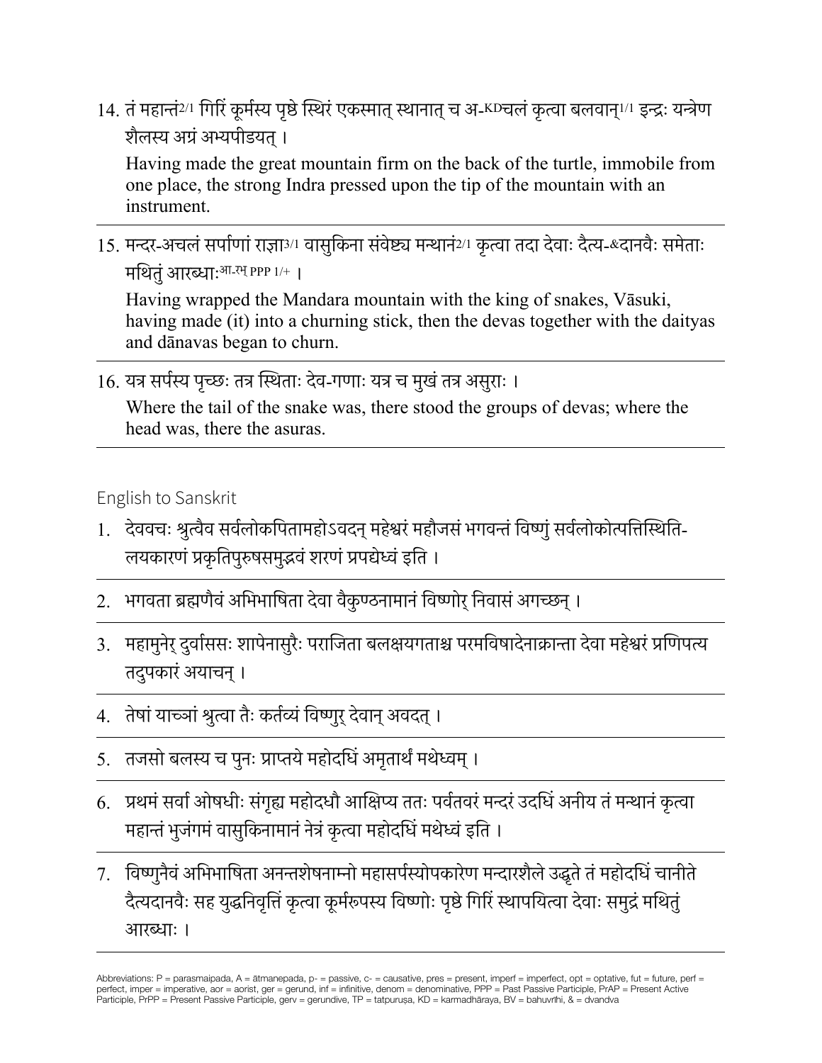14. तं महान्तं[2/1] गिरिं कूर्मस्य पृष्ठे स्थिरं एकस्मात् स्थानात् च अ-[KD]चलं कृत्वा बलवान्[1/1] इन्द्रः यन्त्रेण शैलस्य अग्रं अभ्यपीडयत् ।

    Having made the great mountain firm on the back of the turtle, immobile from one place, the strong Indra pressed upon the tip of the mountain with an instrument.

---

15. मन्दर-अचलं सर्पाणां राज्ञा[3/1] वासुकिना संवेष्ट्य मन्थानं[2/1] कृत्वा तदा देवाः दैत्य-[&]दानवैः समेताः मथितुं आरब्धाः[आ-रभ् PPP 1/+] ।

    Having wrapped the Mandara mountain with the king of snakes, Vāsuki, having made (it) into a churning stick, then the devas together with the daityas and dānavas began to churn.

---

16. यत्र सर्पस्य पृच्छः तत्र स्थिताः देव-गणाः यत्र च मुखं तत्र असुराः ।

    Where the tail of the snake was, there stood the groups of devas; where the head was, there the asuras.

---

## English to Sanskrit

1. देववचः श्रुत्वैव सर्वलोकपितामहोऽवदन् महेश्वरं महौजसं भगवन्तं विष्णुं सर्वलोकोत्पत्तिस्थिति-लयकारणं प्रकृतिपुरुषसमुद्भवं शरणं प्रपद्येध्वं इति ।

---

2. भगवता ब्रह्मणैवं अभिभाषिता देवा वैकुण्ठनामानं विष्णोर् निवासं अगच्छन् ।

---

3. महामुनेर् दुर्वाससः शापेनासुरैः पराजिता बलक्षयगताश्च परमविषादेनाक्रान्ता देवा महेश्वरं प्रणिपत्य तदुपकारं अयाचन् ।

---

4. तेषां याच्ञां श्रुत्वा तैः कर्तव्यं विष्णुर् देवान् अवदत् ।

---

5. तजसो बलस्य च पुनः प्राप्तये महोदधिं अमृतार्थं मथेध्वम् ।

---

6. प्रथमं सर्वा ओषधीः संगृह्य महोदधौ आक्षिप्य ततः पर्वतवरं मन्दरं उदधिं अनीय तं मन्थानं कृत्वा महान्तं भुजंगमं वासुकिनामानं नेत्रं कृत्वा महोदधिं मथेध्वं इति ।

---

7. विष्णुनैवं अभिभाषिता अनन्तशेषनाम्नो महासर्पस्योपकारेण मन्दारशैले उद्धृते तं महोदधिं चानीते दैत्यदानवैः सह युद्धनिवृत्तिं कृत्वा कूर्मरूपस्य विष्णोः पृष्ठे गिरिं स्थापयित्वा देवाः समुद्रं मथितुं आरब्धाः ।

---

Abbreviations: P = parasmaipada, A = ātmanepada, p- = passive, c- = causative, pres = present, imperf = imperfect, opt = optative, fut = future, perf = perfect, imper = imperative, aor = aorist, ger = gerund, inf = infinitive, denom = denominative, PPP = Past Passive Participle, PrAP = Present Active Participle, PrPP = Present Passive Participle, gerv = gerundive, TP = tatpuruṣa, KD = karmadhāraya, BV = bahuvrīhi, & = dvandva